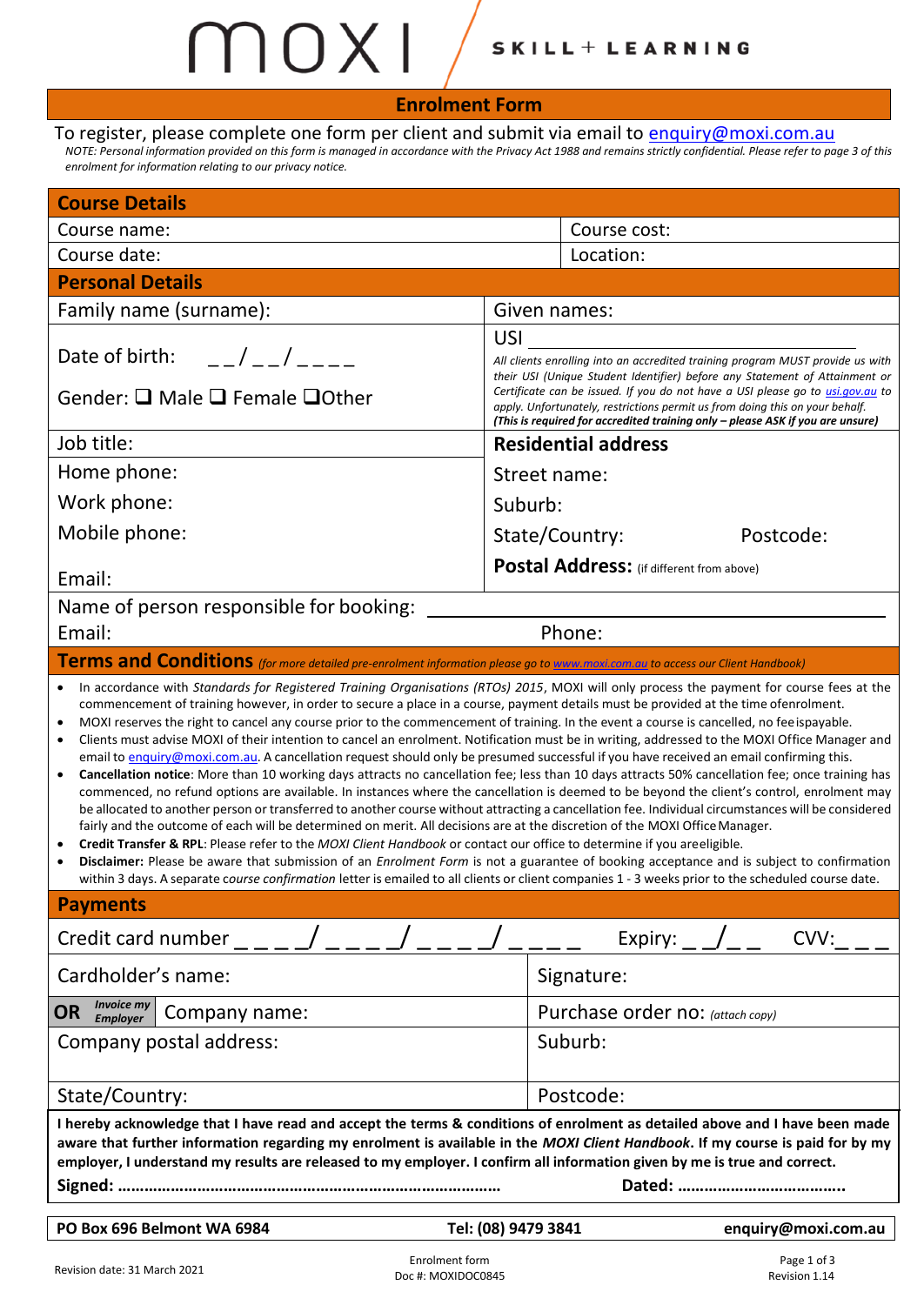moxi SKILL + LEARNING

# Enrolment Form

To register, please complete one form per client and submit via email to enquiry@moxi.com.au

*NOTE: Personal information provided on this form is managed in accordance with the Privacy Act 1988 and remains strictly confidential. Please refer to page 3 of this enrolment for information relating to our privacy notice.*

## Course Details

| Course name: | Course cost: |
|---|---|
| Course date: | Location: |

## Personal Details

| Family name (surname): | Given names: |
|---|---|
| Date of birth: \_ \_/\_ \_/\_ \_ \_ \_<br><br>Gender: ❑ Male ❑ Female ❑Other | USI \_\_\_\_\_\_\_\_\_\_\_\_\_\_\_\_\_\_\_\_\_\_\_\_<br>*All clients enrolling into an accredited training program MUST provide us with their USI (Unique Student Identifier) before any Statement of Attainment or Certificate can be issued. If you do not have a USI please go to usi.gov.au to apply. Unfortunately, restrictions permit us from doing this on your behalf.* ***(This is required for accredited training only – please ASK if you are unsure)*** |
| Job title: | **Residential address** |
| Home phone:<br>Work phone:<br>Mobile phone:<br><br>Email: | Street name:<br>Suburb:<br>State/Country: Postcode:<br>**Postal Address:** (if different from above) |

Name of person responsible for booking: \_\_\_\_\_\_\_\_\_\_\_\_\_\_\_\_\_\_\_\_\_\_\_\_\_\_\_\_\_\_\_\_

Email: Phone:

## Terms and Conditions *(for more detailed pre-enrolment information please go to www.moxi.com.au to access our Client Handbook)*

- In accordance with *Standards for Registered Training Organisations (RTOs) 2015*, MOXI will only process the payment for course fees at the commencement of training however, in order to secure a place in a course, payment details must be provided at the time of enrolment.
- MOXI reserves the right to cancel any course prior to the commencement of training. In the event a course is cancelled, no fee is payable.
- Clients must advise MOXI of their intention to cancel an enrolment. Notification must be in writing, addressed to the MOXI Office Manager and email to enquiry@moxi.com.au. A cancellation request should only be presumed successful if you have received an email confirming this.
- **Cancellation notice**: More than 10 working days attracts no cancellation fee; less than 10 days attracts 50% cancellation fee; once training has commenced, no refund options are available. In instances where the cancellation is deemed to be beyond the client's control, enrolment may be allocated to another person or transferred to another course without attracting a cancellation fee. Individual circumstances will be considered fairly and the outcome of each will be determined on merit. All decisions are at the discretion of the MOXI Office Manager.
- **Credit Transfer & RPL**: Please refer to the *MOXI Client Handbook* or contact our office to determine if you are eligible.
- **Disclaimer:** Please be aware that submission of an *Enrolment Form* is not a guarantee of booking acceptance and is subject to confirmation within 3 days. A separate *course confirmation* letter is emailed to all clients or client companies 1 - 3 weeks prior to the scheduled course date.

## Payments

Credit card number \_ \_ \_ \_/\_ \_ \_ \_/\_ \_ \_ \_/\_ \_ \_ \_ Expiry: \_ \_/\_ \_ CVV:\_ \_ \_

| Cardholder's name: | Signature: |
|---|---|
| **OR** *Invoice my Employer* Company name: | Purchase order no: *(attach copy)* |
| Company postal address: | Suburb: |
| State/Country: | Postcode: |

**I hereby acknowledge that I have read and accept the terms & conditions of enrolment as detailed above and I have been made aware that further information regarding my enrolment is available in the *MOXI Client Handbook*. If my course is paid for by my employer, I understand my results are released to my employer. I confirm all information given by me is true and correct.**

**Signed: ……………………………………………………………………… Dated: ………………………………..**

**PO Box 696 Belmont WA 6984 | Tel: (08) 9479 3841 | enquiry@moxi.com.au**

Revision date: 31 March 2021 | Enrolment form Doc #: MOXIDOC0845 | Revision 1.14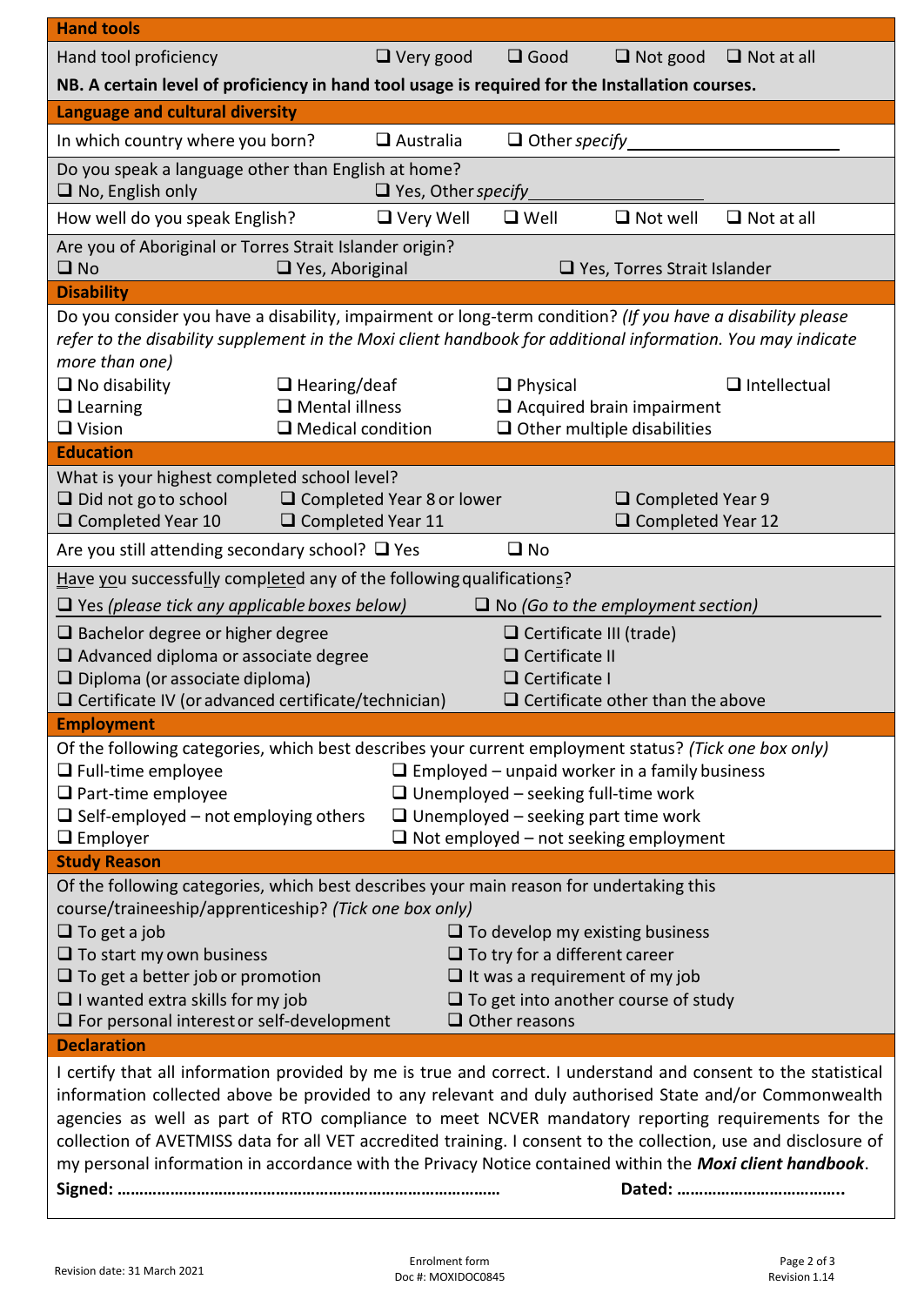## Hand tools

Hand tool proficiency ❑ Very good ❑ Good ❑ Not good ❑ Not at all

**NB. A certain level of proficiency in hand tool usage is required for the Installation courses.**

## Language and cultural diversity

In which country where you born? ❑ Australia ❑ Other *specify* ____________________

Do you speak a language other than English at home?
❑ No, English only ❑ Yes, Other *specify* ____________________

How well do you speak English? ❑ Very Well ❑ Well ❑ Not well ❑ Not at all

Are you of Aboriginal or Torres Strait Islander origin?
❑ No ❑ Yes, Aboriginal ❑ Yes, Torres Strait Islander

## Disability

Do you consider you have a disability, impairment or long-term condition? *(If you have a disability please refer to the disability supplement in the Moxi client handbook for additional information. You may indicate more than one)*

❑ No disability ❑ Hearing/deaf ❑ Physical ❑ Intellectual
❑ Learning ❑ Mental illness ❑ Acquired brain impairment
❑ Vision ❑ Medical condition ❑ Other multiple disabilities

## Education

What is your highest completed school level?
❑ Did not go to school ❑ Completed Year 8 or lower ❑ Completed Year 9
❑ Completed Year 10 ❑ Completed Year 11 ❑ Completed Year 12

Are you still attending secondary school? ❑ Yes ❑ No

Have you successfully completed any of the following qualifications?

❑ Yes *(please tick any applicable boxes below)* ❑ No *(Go to the employment section)*

❑ Bachelor degree or higher degree
❑ Advanced diploma or associate degree
❑ Diploma (or associate diploma)
❑ Certificate IV (or advanced certificate/technician)
❑ Certificate III (trade)
❑ Certificate II
❑ Certificate I
❑ Certificate other than the above

## Employment

Of the following categories, which best describes your current employment status? *(Tick one box only)*

❑ Full-time employee
❑ Part-time employee
❑ Self-employed – not employing others
❑ Employer
❑ Employed – unpaid worker in a family business
❑ Unemployed – seeking full-time work
❑ Unemployed – seeking part time work
❑ Not employed – not seeking employment

## Study Reason

Of the following categories, which best describes your main reason for undertaking this course/traineeship/apprenticeship? *(Tick one box only)*

❑ To get a job
❑ To start my own business
❑ To get a better job or promotion
❑ I wanted extra skills for my job
❑ For personal interest or self-development
❑ To develop my existing business
❑ To try for a different career
❑ It was a requirement of my job
❑ To get into another course of study
❑ Other reasons

## Declaration

I certify that all information provided by me is true and correct. I understand and consent to the statistical information collected above be provided to any relevant and duly authorised State and/or Commonwealth agencies as well as part of RTO compliance to meet NCVER mandatory reporting requirements for the collection of AVETMISS data for all VET accredited training. I consent to the collection, use and disclosure of my personal information in accordance with the Privacy Notice contained within the ***Moxi client handbook***.

**Signed: ……………………………………………………………………… Dated: ………………………………..**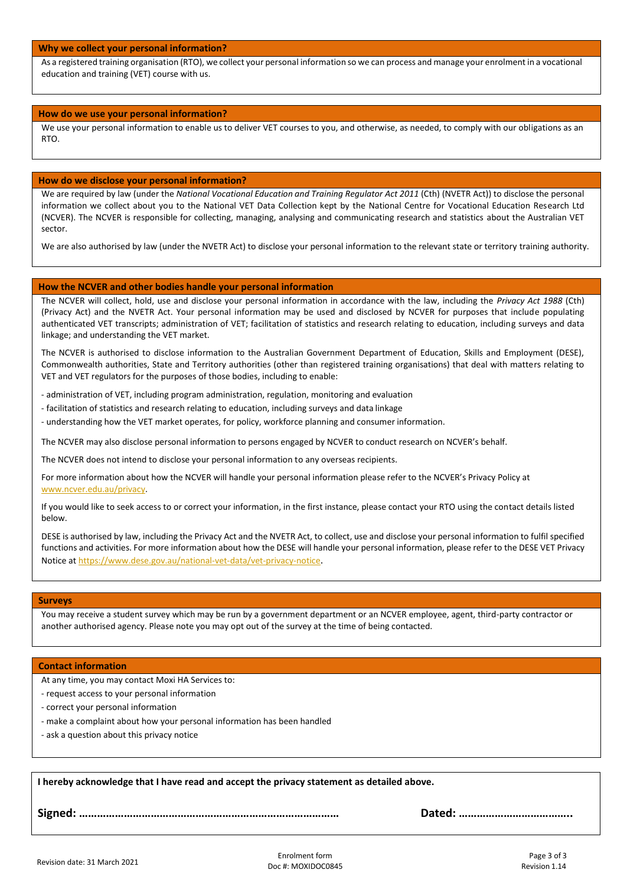## Why we collect your personal information?

As a registered training organisation (RTO), we collect your personal information so we can process and manage your enrolment in a vocational education and training (VET) course with us.

## How do we use your personal information?

We use your personal information to enable us to deliver VET courses to you, and otherwise, as needed, to comply with our obligations as an RTO.

## How do we disclose your personal information?

We are required by law (under the *National Vocational Education and Training Regulator Act 2011* (Cth) (NVETR Act)) to disclose the personal information we collect about you to the National VET Data Collection kept by the National Centre for Vocational Education Research Ltd (NCVER). The NCVER is responsible for collecting, managing, analysing and communicating research and statistics about the Australian VET sector.

We are also authorised by law (under the NVETR Act) to disclose your personal information to the relevant state or territory training authority.

## How the NCVER and other bodies handle your personal information

The NCVER will collect, hold, use and disclose your personal information in accordance with the law, including the *Privacy Act 1988* (Cth) (Privacy Act) and the NVETR Act. Your personal information may be used and disclosed by NCVER for purposes that include populating authenticated VET transcripts; administration of VET; facilitation of statistics and research relating to education, including surveys and data linkage; and understanding the VET market.

The NCVER is authorised to disclose information to the Australian Government Department of Education, Skills and Employment (DESE), Commonwealth authorities, State and Territory authorities (other than registered training organisations) that deal with matters relating to VET and VET regulators for the purposes of those bodies, including to enable:

- administration of VET, including program administration, regulation, monitoring and evaluation
- facilitation of statistics and research relating to education, including surveys and data linkage
- understanding how the VET market operates, for policy, workforce planning and consumer information.

The NCVER may also disclose personal information to persons engaged by NCVER to conduct research on NCVER's behalf.

The NCVER does not intend to disclose your personal information to any overseas recipients.

For more information about how the NCVER will handle your personal information please refer to the NCVER's Privacy Policy at www.ncver.edu.au/privacy.

If you would like to seek access to or correct your information, in the first instance, please contact your RTO using the contact details listed below.

DESE is authorised by law, including the Privacy Act and the NVETR Act, to collect, use and disclose your personal information to fulfil specified functions and activities. For more information about how the DESE will handle your personal information, please refer to the DESE VET Privacy Notice at https://www.dese.gov.au/national-vet-data/vet-privacy-notice.

## Surveys

You may receive a student survey which may be run by a government department or an NCVER employee, agent, third-party contractor or another authorised agency. Please note you may opt out of the survey at the time of being contacted.

## Contact information

At any time, you may contact Moxi HA Services to:

- request access to your personal information
- correct your personal information
- make a complaint about how your personal information has been handled
- ask a question about this privacy notice

**I hereby acknowledge that I have read and accept the privacy statement as detailed above.**

**Signed: …………………………………………………………………………** **Dated: ………………………………..**

Revision date: 31 March 2021

Enrolment form
Doc #: MOXIDOC0845

Revision 1.14